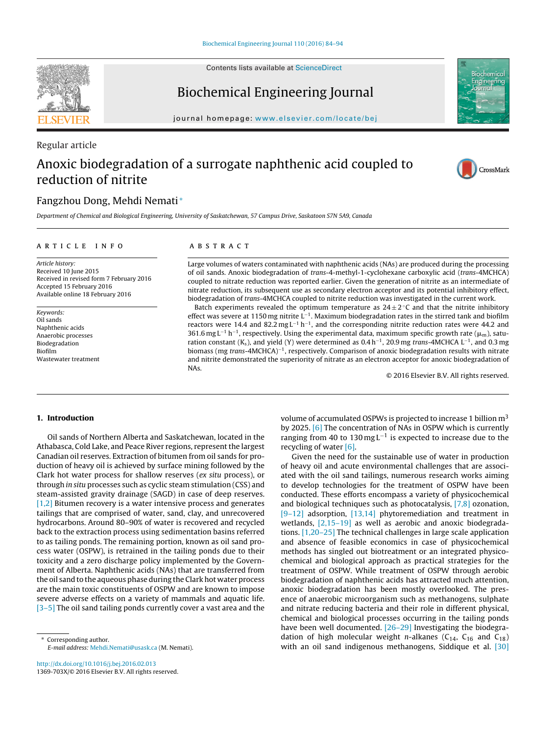Regular article

# Anoxic biodegradation of a surrogate naphthenic acid coupled to reduction of nitrite

Fangzhou Dong, Mehdi Nemati *

Department of Chemical and Biological Engineering, University of Saskatchewan, 57 Campus Drive, Saskatoon S7N 5A9, Canada

**ARTICLE INFO**

*Article history:*
Received 10 June 2015
Received in revised form 7 February 2016
Accepted 15 February 2016
Available online 18 February 2016

*Keywords:*
Oil sands
Naphthenic acids
Anaerobic processes
Biodegradation
Biofilm
Wastewater treatment

**ABSTRACT**

Large volumes of waters contaminated with naphthenic acids (NAs) are produced during the processing of oil sands. Anoxic biodegradation of *trans*-4-methyl-1-cyclohexane carboxylic acid (*trans*-4MCHCA) coupled to nitrate reduction was reported earlier. Given the generation of nitrite as an intermediate of nitrate reduction, its subsequent use as secondary electron acceptor and its potential inhibitory effect, biodegradation of *trans*-4MCHCA coupled to nitrite reduction was investigated in the current work.

Batch experiments revealed the optimum temperature as $24 \pm 2\,^{\circ}C$ and that the nitrite inhibitory effect was severe at 1150 mg nitrite $L^{-1}$. Maximum biodegradation rates in the stirred tank and biofilm reactors were 14.4 and 82.2 mg $L^{-1}$ $h^{-1}$, and the corresponding nitrite reduction rates were 44.2 and 361.6 mg $L^{-1}$ $h^{-1}$, respectively. Using the experimental data, maximum specific growth rate ($\mu_m$), saturation constant ($K_s$), and yield (Y) were determined as 0.4 $h^{-1}$, 20.9 mg *trans*-4MCHCA $L^{-1}$, and 0.3 mg biomass (mg *trans*-4MCHCA)$^{-1}$, respectively. Comparison of anoxic biodegradation results with nitrate and nitrite demonstrated the superiority of nitrate as an electron acceptor for anoxic biodegradation of NAs.

© 2016 Elsevier B.V. All rights reserved.

## 1. Introduction

Oil sands of Northern Alberta and Saskatchewan, located in the Athabasca, Cold Lake, and Peace River regions, represent the largest Canadian oil reserves. Extraction of bitumen from oil sands for production of heavy oil is achieved by surface mining followed by the Clark hot water process for shallow reserves (*ex situ* process), or through *in situ* processes such as cyclic steam stimulation (CSS) and steam-assisted gravity drainage (SAGD) in case of deep reserves. [1,2] Bitumen recovery is a water intensive process and generates tailings that are comprised of water, sand, clay, and unrecovered hydrocarbons. Around 80–90% of water is recovered and recycled back to the extraction process using sedimentation basins referred to as tailing ponds. The remaining portion, known as oil sand process water (OSPW), is retrained in the tailing ponds due to their toxicity and a zero discharge policy implemented by the Government of Alberta. Naphthenic acids (NAs) that are transferred from the oil sand to the aqueous phase during the Clark hot water process are the main toxic constituents of OSPW and are known to impose severe adverse effects on a variety of mammals and aquatic life. [3–5] The oil sand tailing ponds currently cover a vast area and the volume of accumulated OSPWs is projected to increase 1 billion $m^3$ by 2025. [6] The concentration of NAs in OSPW which is currently ranging from 40 to 130 mg $L^{-1}$ is expected to increase due to the recycling of water [6].

Given the need for the sustainable use of water in production of heavy oil and acute environmental challenges that are associated with the oil sand tailings, numerous research works aiming to develop technologies for the treatment of OSPW have been conducted. These efforts encompass a variety of physicochemical and biological techniques such as photocatalysis, [7,8] ozonation, [9–12] adsorption, [13,14] phytoremediation and treatment in wetlands, [2,15–19] as well as aerobic and anoxic biodegradations. [1,20–25] The technical challenges in large scale application and absence of feasible economics in case of physicochemical methods has singled out biotreatment or an integrated physicochemical and biological approach as practical strategies for the treatment of OSPW. While treatment of OSPW through aerobic biodegradation of naphthenic acids has attracted much attention, anoxic biodegradation has been mostly overlooked. The presence of anaerobic microorganism such as methanogens, sulphate and nitrate reducing bacteria and their role in different physical, chemical and biological processes occurring in the tailing ponds have been well documented. [26–29] Investigating the biodegradation of high molecular weight *n*-alkanes ($C_{14}$, $C_{16}$ and $C_{18}$) with an oil sand indigenous methanogens, Siddique et al. [30]

* Corresponding author.
*E-mail address:* Mehdi.Nemati@usask.ca (M. Nemati).

http://dx.doi.org/10.1016/j.bej.2016.02.013
1369-703X/© 2016 Elsevier B.V. All rights reserved.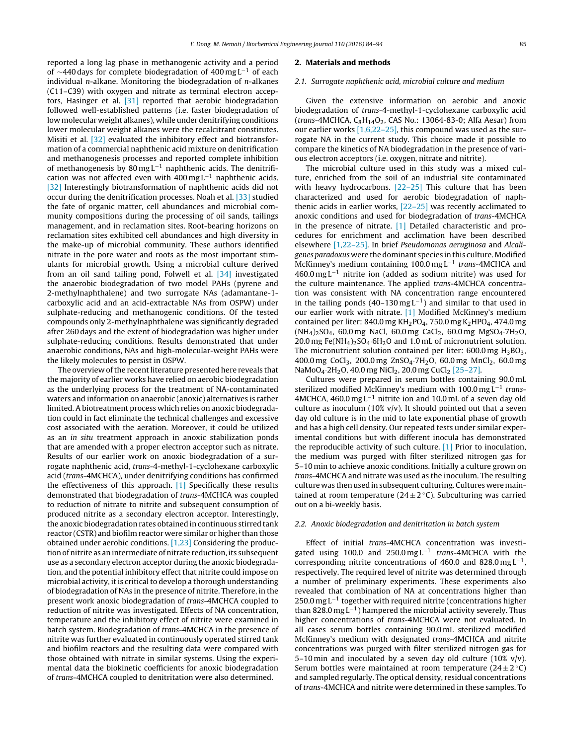reported a long lag phase in methanogenic activity and a period of ~440 days for complete biodegradation of 400 mg $L^{-1}$ of each individual *n*-alkane. Monitoring the biodegradation of *n*-alkanes (C11–C39) with oxygen and nitrate as terminal electron acceptors, Hasinger et al. [31] reported that aerobic biodegradation followed well-established patterns (i.e. faster biodegradation of low molecular weight alkanes), while under denitrifying conditions lower molecular weight alkanes were the recalcitrant constitutes. Misiti et al. [32] evaluated the inhibitory effect and biotransformation of a commercial naphthenic acid mixture on denitrification and methanogenesis processes and reported complete inhibition of methanogenesis by 80 mg $L^{-1}$ naphthenic acids. The denitrification was not affected even with 400 mg $L^{-1}$ naphthenic acids. [32] Interestingly biotransformation of naphthenic acids did not occur during the denitrification processes. Noah et al. [33] studied the fate of organic matter, cell abundances and microbial community compositions during the processing of oil sands, tailings management, and in reclamation sites. Root-bearing horizons on reclamation sites exhibited cell abundances and high diversity in the make-up of microbial community. These authors identified nitrate in the pore water and roots as the most important stimulants for microbial growth. Using a microbial culture derived from an oil sand tailing pond, Folwell et al. [34] investigated the anaerobic biodegradation of two model PAHs (pyrene and 2-methylnaphthalene) and two surrogate NAs (adamantane-1-carboxylic acid and an acid-extractable NAs from OSPW) under sulphate-reducing and methanogenic conditions. Of the tested compounds only 2-methylnaphthalene was significantly degraded after 260 days and the extent of biodegradation was higher under sulphate-reducing conditions. Results demonstrated that under anaerobic conditions, NAs and high-molecular-weight PAHs were the likely molecules to persist in OSPW.

The overview of the recent literature presented here reveals that the majority of earlier works have relied on aerobic biodegradation as the underlying process for the treatment of NA-contaminated waters and information on anaerobic (anoxic) alternatives is rather limited. A biotreatment process which relies on anoxic biodegradation could in fact eliminate the technical challenges and excessive cost associated with the aeration. Moreover, it could be utilized as an *in situ* treatment approach in anoxic stabilization ponds that are amended with a proper electron acceptor such as nitrate. Results of our earlier work on anoxic biodegradation of a surrogate naphthenic acid, *trans*-4-methyl-1-cyclohexane carboxylic acid (*trans*-4MCHCA), under denitrifying conditions has confirmed the effectiveness of this approach. [1] Specifically these results demonstrated that biodegradation of *trans*-4MCHCA was coupled to reduction of nitrate to nitrite and subsequent consumption of produced nitrite as a secondary electron acceptor. Interestingly, the anoxic biodegradation rates obtained in continuous stirred tank reactor (CSTR) and biofilm reactor were similar or higher than those obtained under aerobic conditions. [1,23] Considering the production of nitrite as an intermediate of nitrate reduction, its subsequent use as a secondary electron acceptor during the anoxic biodegradation, and the potential inhibitory effect that nitrite could impose on microbial activity, it is critical to develop a thorough understanding of biodegradation of NAs in the presence of nitrite. Therefore, in the present work anoxic biodegradation of *trans*-4MCHCA coupled to reduction of nitrite was investigated. Effects of NA concentration, temperature and the inhibitory effect of nitrite were examined in batch system. Biodegradation of *trans*-4MCHCA in the presence of nitrite was further evaluated in continuously operated stirred tank and biofilm reactors and the resulting data were compared with those obtained with nitrate in similar systems. Using the experimental data the biokinetic coefficients for anoxic biodegradation of *trans*-4MCHCA coupled to denitritation were also determined.

## 2. Materials and methods

### 2.1. Surrogate naphthenic acid, microbial culture and medium

Given the extensive information on aerobic and anoxic biodegradation of *trans*-4-methyl-1-cyclohexane carboxylic acid (*trans*-4MCHCA, $C_8H_{14}O_2$, CAS No.: 13064-83-0; Alfa Aesar) from our earlier works [1,6,22–25], this compound was used as the surrogate NA in the current study. This choice made it possible to compare the kinetics of NA biodegradation in the presence of various electron acceptors (i.e. oxygen, nitrate and nitrite).

The microbial culture used in this study was a mixed culture, enriched from the soil of an industrial site contaminated with heavy hydrocarbons. [22–25] This culture that has been characterized and used for aerobic biodegradation of naphthenic acids in earlier works, [22–25] was recently acclimated to anoxic conditions and used for biodegradation of *trans*-4MCHCA in the presence of nitrate. [1] Detailed characteristic and procedures for enrichment and acclimation have been described elsewhere [1,22–25]. In brief *Pseudomonas aeruginosa* and *Alcaligenes paradoxus* were the dominant species in this culture. Modified McKinney's medium containing 100.0 mg $L^{-1}$ *trans*-4MCHCA and 460.0 mg $L^{-1}$ nitrite ion (added as sodium nitrite) was used for the culture maintenance. The applied *trans*-4MCHCA concentration was consistent with NA concentration range encountered in the tailing ponds (40–130 mg $L^{-1}$) and similar to that used in our earlier work with nitrate. [1] Modified McKinney's medium contained per liter: 840.0 mg $KH_2PO_4$, 750.0 mg $K_2HPO_4$, 474.0 mg $(NH_4)_2SO_4$, 60.0 mg NaCl, 60.0 mg $CaCl_2$, 60.0 mg $MgSO_4{\cdot}7H_2O$, 20.0 mg $Fe(NH_4)_2SO_4{\cdot}6H_2O$ and 1.0 mL of micronutrient solution. The micronutrient solution contained per liter: 600.0 mg $H_3BO_3$, 400.0 mg $CoCl_3$, 200.0 mg $ZnSO_4{\cdot}7H_2O$, 60.0 mg $MnCl_2$, 60.0 mg $NaMoO_4{\cdot}2H_2O$, 40.0 mg $NiCl_2$, 20.0 mg $CuCl_2$ [25–27].

Cultures were prepared in serum bottles containing 90.0 mL sterilized modified McKinney's medium with 100.0 mg $L^{-1}$ *trans*-4MCHCA, 460.0 mg $L^{-1}$ nitrite ion and 10.0 mL of a seven day old culture as inoculum (10% v/v). It should pointed out that a seven day old culture is in the mid to late exponential phase of growth and has a high cell density. Our repeated tests under similar experimental conditions but with different inocula has demonstrated the reproducible activity of such culture. [1] Prior to inoculation, the medium was purged with filter sterilized nitrogen gas for 5–10 min to achieve anoxic conditions. Initially a culture grown on *trans*-4MCHCA and nitrate was used as the inoculum. The resulting culture was then used in subsequent culturing. Cultures were maintained at room temperature (24 ± 2 °C). Subculturing was carried out on a bi-weekly basis.

### 2.2. Anoxic biodegradation and denitritation in batch system

Effect of initial *trans*-4MCHCA concentration was investigated using 100.0 and 250.0 mg $L^{-1}$ *trans*-4MCHCA with the corresponding nitrite concentrations of 460.0 and 828.0 mg $L^{-1}$, respectively. The required level of nitrite was determined through a number of preliminary experiments. These experiments also revealed that combination of NA at concentrations higher than 250.0 mg $L^{-1}$ together with required nitrite (concentrations higher than 828.0 mg $L^{-1}$) hampered the microbial activity severely. Thus higher concentrations of *trans*-4MCHCA were not evaluated. In all cases serum bottles containing 90.0 mL sterilized modified McKinney's medium with designated *trans*-4MCHCA and nitrite concentrations was purged with filter sterilized nitrogen gas for 5–10 min and inoculated by a seven day old culture (10% v/v). Serum bottles were maintained at room temperature (24 ± 2 °C) and sampled regularly. The optical density, residual concentrations of *trans*-4MCHCA and nitrite were determined in these samples. To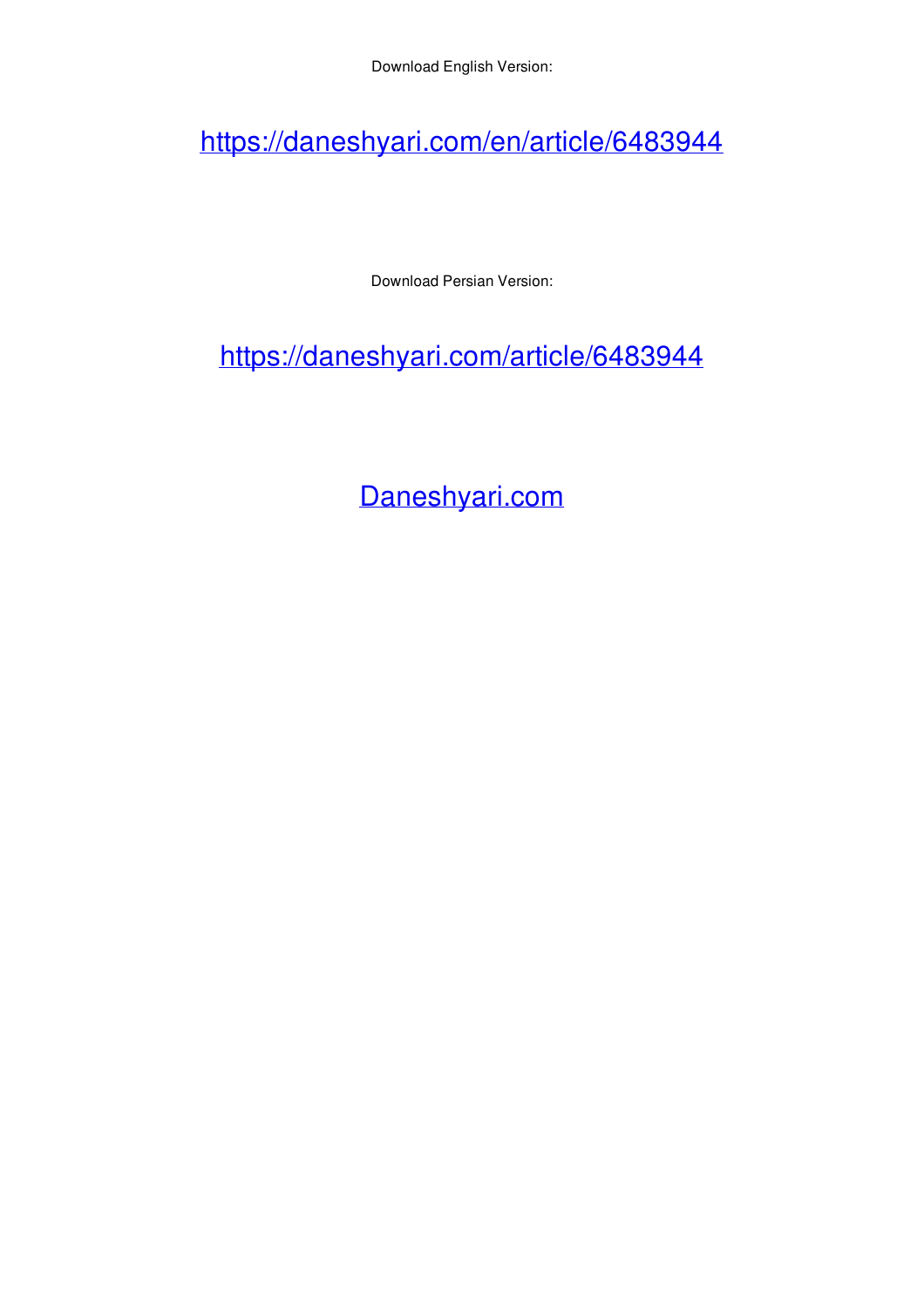Download English Version:

https://daneshyari.com/en/article/6483944

Download Persian Version:

https://daneshyari.com/article/6483944

Daneshyari.com